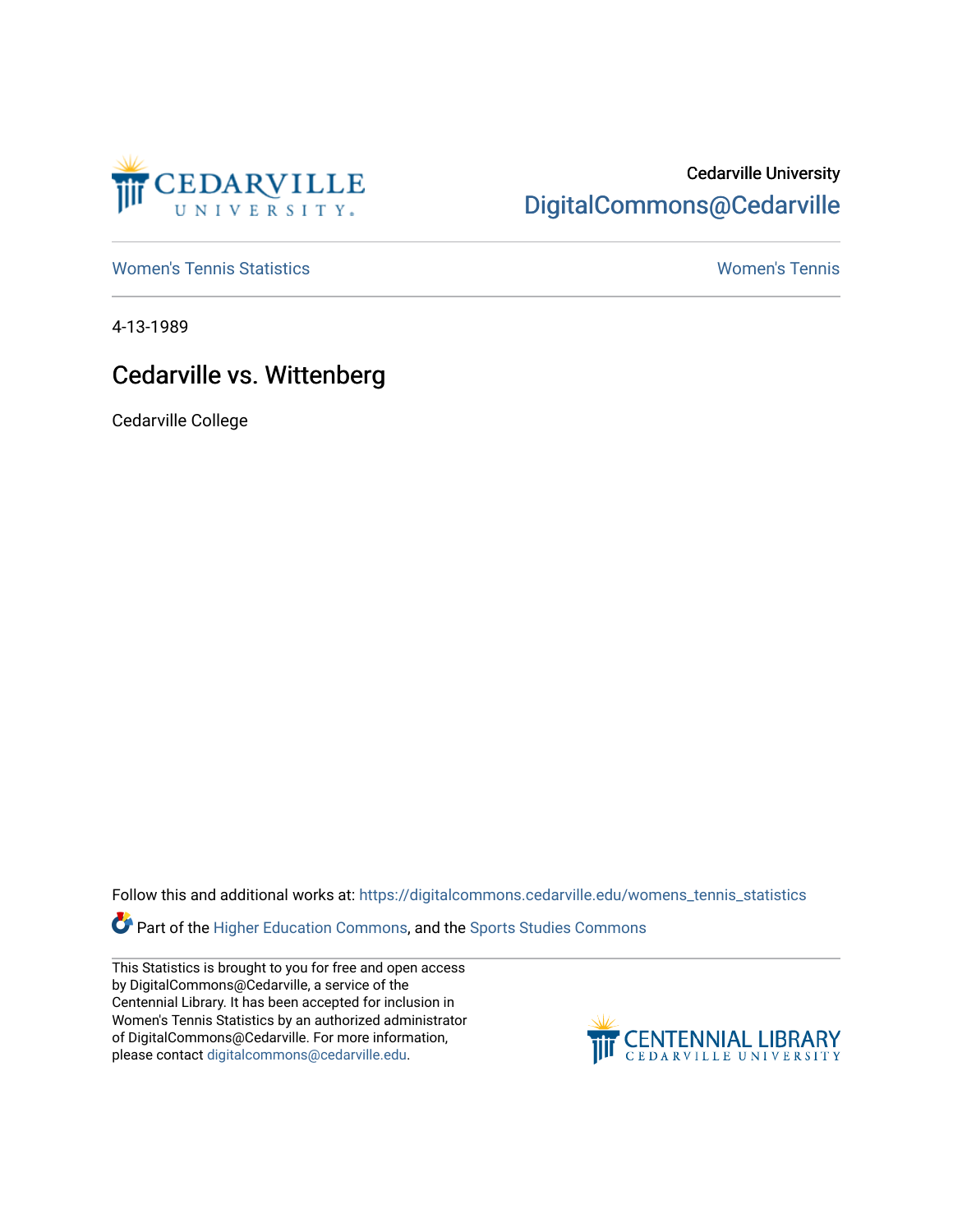Cedarville University

DigitalCommons@Cedarville

Women's Tennis Statistics

Women's Tennis

4-13-1989

# Cedarville vs. Wittenberg

Cedarville College

Follow this and additional works at: https://digitalcommons.cedarville.edu/womens_tennis_statistics

Part of the Higher Education Commons, and the Sports Studies Commons

This Statistics is brought to you for free and open access by DigitalCommons@Cedarville, a service of the Centennial Library. It has been accepted for inclusion in Women's Tennis Statistics by an authorized administrator of DigitalCommons@Cedarville. For more information, please contact digitalcommons@cedarville.edu.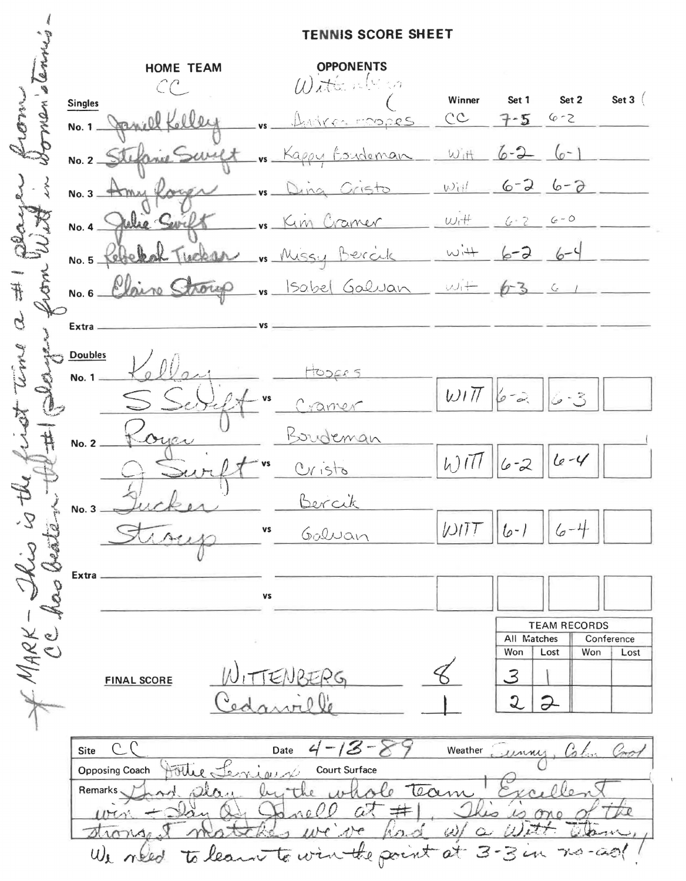# TENNIS SCORE SHEET

| | HOME TEAM | | OPPONENTS | Winner | Set 1 | Set 2 | Set 3 |
|---|---|---|---|---|---|---|---|
| | CC | | Wittenberg | | | | |
| **Singles** | | | | | | | |
| No. 1 | Janell Kelley | vs | Andrea Hoopes | CC | 7-5 | 6-2 | |
| No. 2 | Stefanie Swift | vs | Kappy Bordeman | Witt | 6-2 | 6-1 | |
| No. 3 | Amy Royer | vs | Dina Cristo | Witt | 6-2 | 6-2 | |
| No. 4 | Julie Swift | vs | Kim Cramer | Witt | 6-2 | 6-0 | |
| No. 5 | Rebekah Tucker | vs | Missy Bercik | Witt | 6-2 | 6-4 | |
| No. 6 | Claire Stroup | vs | Isobel Galvan | Witt | 6-3 | 6-1 | |
| Extra | | vs | | | | | |
| **Doubles** | | | | | | | |
| No. 1 | Kelley / S Swift | vs | Hoopes / Cramer | WITT | 6-2 | 6-3 | |
| No. 2 | Royer / J Swift | vs | Bordeman / Cristo | WITT | 6-2 | 6-4 | |
| No. 3 | Tucker / Stroup | vs | Bercik / Galvan | WITT | 6-1 | 6-4 | |
| Extra | | vs | | | | | |

**FINAL SCORE**

| Team | Score | All Matches Won | All Matches Lost | Conference Won | Conference Lost |
|---|---|---|---|---|---|
| WITTENBERG | 8 | 3 | 1 | | |
| Cedarville | 1 | 2 | 2 | | |

Site: CC  Date: 4-13-89  Weather: Sunny, Calm, Cool

Opposing Coach: Dottie Lemieux  Court Surface:

Remarks: Good play by the whole team! Excellent win - play by Janell at #1. This is one of the strongest matches we've had w/ a Witt team. We need to learn to win the point at 3-3 in no-ad!

*MARK - This is the first time a #1 player from CC has beaten the #1 player from Witt in women's tennis -